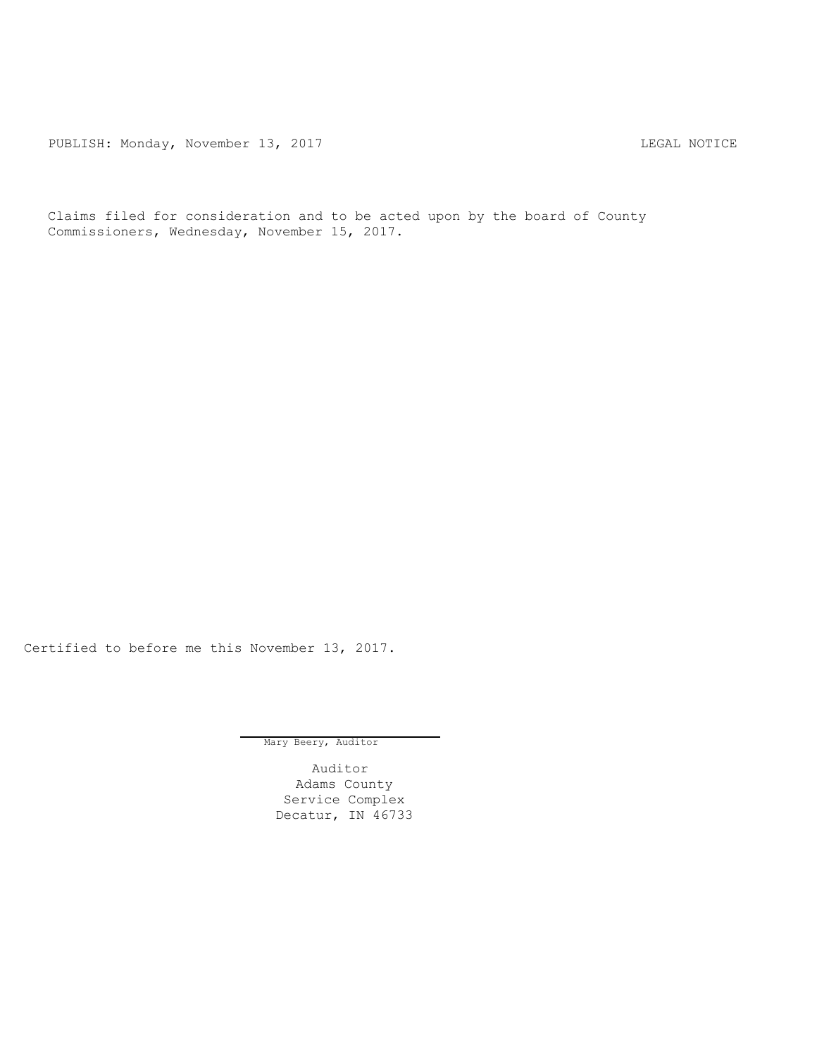PUBLISH: Monday, November 13, 2017 LEGAL NOTICE

Claims filed for consideration and to be acted upon by the board of County Commissioners, Wednesday, November 15, 2017.

Certified to before me this November 13, 2017.

Mary Beery, Auditor

Auditor
Adams County
Service Complex
Decatur, IN 46733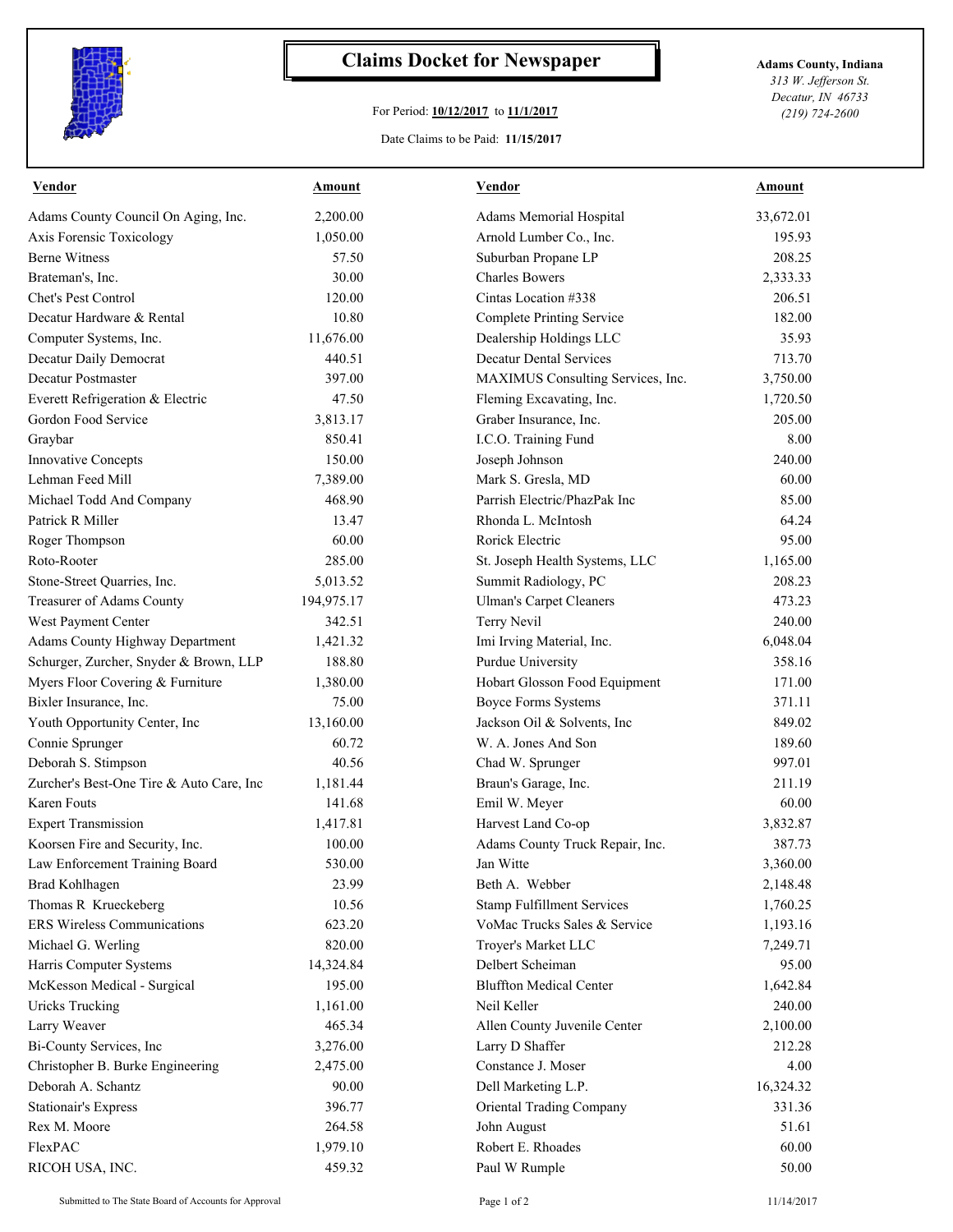# Claims Docket for Newspaper

For Period: **10/12/2017** to **11/1/2017**

Date Claims to be Paid: **11/15/2017**

**Adams County, Indiana**
*313 W. Jefferson St.*
*Decatur, IN 46733*
*(219) 724-2600*

| Vendor | Amount | Vendor | Amount |
|---|---|---|---|
| Adams County Council On Aging, Inc. | 2,200.00 | Adams Memorial Hospital | 33,672.01 |
| Axis Forensic Toxicology | 1,050.00 | Arnold Lumber Co., Inc. | 195.93 |
| Berne Witness | 57.50 | Suburban Propane LP | 208.25 |
| Brateman's, Inc. | 30.00 | Charles Bowers | 2,333.33 |
| Chet's Pest Control | 120.00 | Cintas Location #338 | 206.51 |
| Decatur Hardware & Rental | 10.80 | Complete Printing Service | 182.00 |
| Computer Systems, Inc. | 11,676.00 | Dealership Holdings LLC | 35.93 |
| Decatur Daily Democrat | 440.51 | Decatur Dental Services | 713.70 |
| Decatur Postmaster | 397.00 | MAXIMUS Consulting Services, Inc. | 3,750.00 |
| Everett Refrigeration & Electric | 47.50 | Fleming Excavating, Inc. | 1,720.50 |
| Gordon Food Service | 3,813.17 | Graber Insurance, Inc. | 205.00 |
| Graybar | 850.41 | I.C.O. Training Fund | 8.00 |
| Innovative Concepts | 150.00 | Joseph Johnson | 240.00 |
| Lehman Feed Mill | 7,389.00 | Mark S. Gresla, MD | 60.00 |
| Michael Todd And Company | 468.90 | Parrish Electric/PhazPak Inc | 85.00 |
| Patrick R Miller | 13.47 | Rhonda L. McIntosh | 64.24 |
| Roger Thompson | 60.00 | Rorick Electric | 95.00 |
| Roto-Rooter | 285.00 | St. Joseph Health Systems, LLC | 1,165.00 |
| Stone-Street Quarries, Inc. | 5,013.52 | Summit Radiology, PC | 208.23 |
| Treasurer of Adams County | 194,975.17 | Ulman's Carpet Cleaners | 473.23 |
| West Payment Center | 342.51 | Terry Nevil | 240.00 |
| Adams County Highway Department | 1,421.32 | Imi Irving Material, Inc. | 6,048.04 |
| Schurger, Zurcher, Snyder & Brown, LLP | 188.80 | Purdue University | 358.16 |
| Myers Floor Covering & Furniture | 1,380.00 | Hobart Glosson Food Equipment | 171.00 |
| Bixler Insurance, Inc. | 75.00 | Boyce Forms Systems | 371.11 |
| Youth Opportunity Center, Inc | 13,160.00 | Jackson Oil & Solvents, Inc | 849.02 |
| Connie Sprunger | 60.72 | W. A. Jones And Son | 189.60 |
| Deborah S. Stimpson | 40.56 | Chad W. Sprunger | 997.01 |
| Zurcher's Best-One Tire & Auto Care, Inc | 1,181.44 | Braun's Garage, Inc. | 211.19 |
| Karen Fouts | 141.68 | Emil W. Meyer | 60.00 |
| Expert Transmission | 1,417.81 | Harvest Land Co-op | 3,832.87 |
| Koorsen Fire and Security, Inc. | 100.00 | Adams County Truck Repair, Inc. | 387.73 |
| Law Enforcement Training Board | 530.00 | Jan Witte | 3,360.00 |
| Brad Kohlhagen | 23.99 | Beth A. Webber | 2,148.48 |
| Thomas R Krueckeberg | 10.56 | Stamp Fulfillment Services | 1,760.25 |
| ERS Wireless Communications | 623.20 | VoMac Trucks Sales & Service | 1,193.16 |
| Michael G. Werling | 820.00 | Troyer's Market LLC | 7,249.71 |
| Harris Computer Systems | 14,324.84 | Delbert Scheiman | 95.00 |
| McKesson Medical - Surgical | 195.00 | Bluffton Medical Center | 1,642.84 |
| Uricks Trucking | 1,161.00 | Neil Keller | 240.00 |
| Larry Weaver | 465.34 | Allen County Juvenile Center | 2,100.00 |
| Bi-County Services, Inc | 3,276.00 | Larry D Shaffer | 212.28 |
| Christopher B. Burke Engineering | 2,475.00 | Constance J. Moser | 4.00 |
| Deborah A. Schantz | 90.00 | Dell Marketing L.P. | 16,324.32 |
| Stationair's Express | 396.77 | Oriental Trading Company | 331.36 |
| Rex M. Moore | 264.58 | John August | 51.61 |
| FlexPAC | 1,979.10 | Robert E. Rhoades | 60.00 |
| RICOH USA, INC. | 459.32 | Paul W Rumple | 50.00 |

Submitted to The State Board of Accounts for Approval — 11/14/2017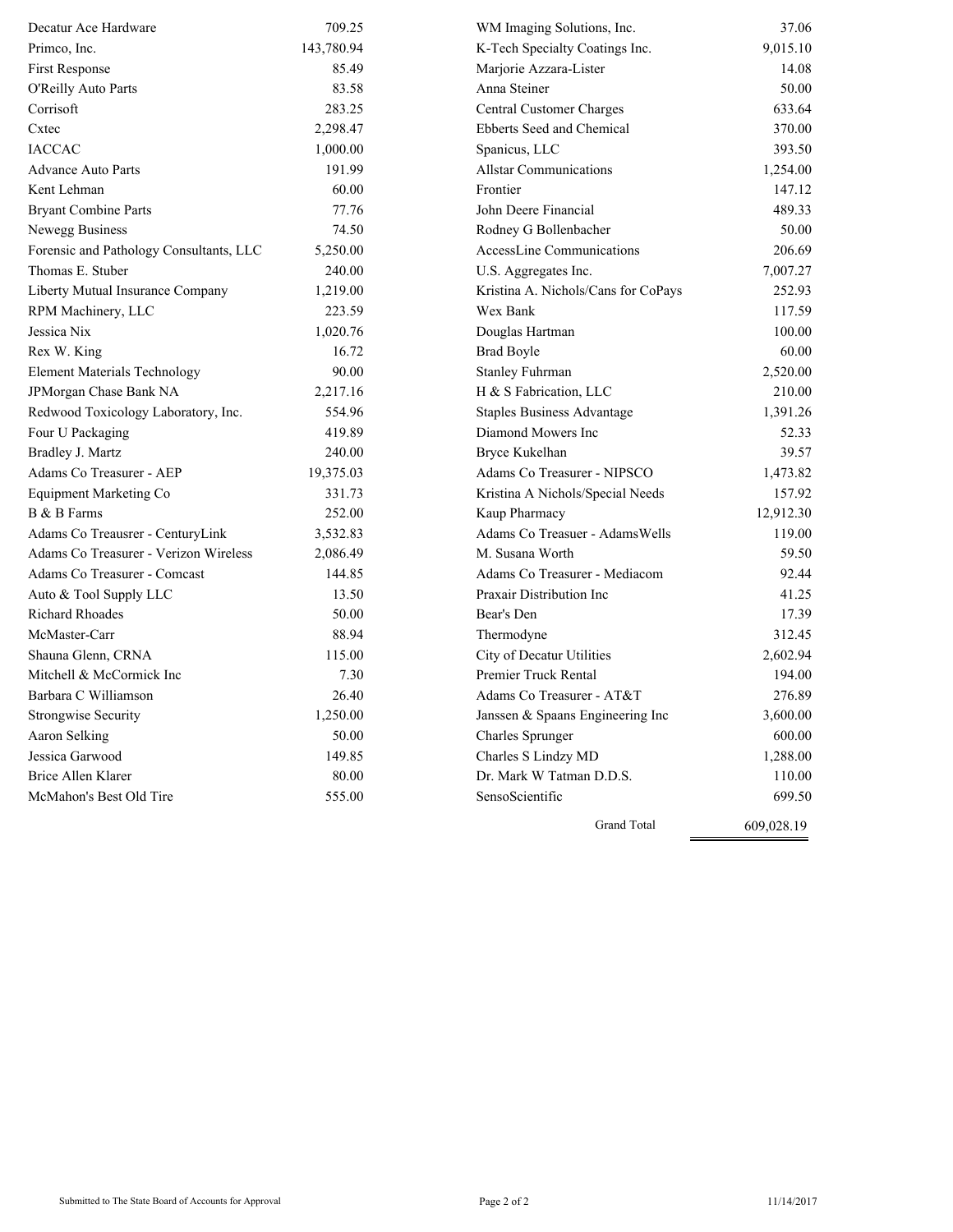| | |
|---|---|
| Decatur Ace Hardware | 709.25 |
| Primco, Inc. | 143,780.94 |
| First Response | 85.49 |
| O'Reilly Auto Parts | 83.58 |
| Corrisoft | 283.25 |
| Cxtec | 2,298.47 |
| IACCAC | 1,000.00 |
| Advance Auto Parts | 191.99 |
| Kent Lehman | 60.00 |
| Bryant Combine Parts | 77.76 |
| Newegg Business | 74.50 |
| Forensic and Pathology Consultants, LLC | 5,250.00 |
| Thomas E. Stuber | 240.00 |
| Liberty Mutual Insurance Company | 1,219.00 |
| RPM Machinery, LLC | 223.59 |
| Jessica Nix | 1,020.76 |
| Rex W. King | 16.72 |
| Element Materials Technology | 90.00 |
| JPMorgan Chase Bank NA | 2,217.16 |
| Redwood Toxicology Laboratory, Inc. | 554.96 |
| Four U Packaging | 419.89 |
| Bradley J. Martz | 240.00 |
| Adams Co Treasurer - AEP | 19,375.03 |
| Equipment Marketing Co | 331.73 |
| B & B Farms | 252.00 |
| Adams Co Treausrer - CenturyLink | 3,532.83 |
| Adams Co Treasurer - Verizon Wireless | 2,086.49 |
| Adams Co Treasurer - Comcast | 144.85 |
| Auto & Tool Supply LLC | 13.50 |
| Richard Rhoades | 50.00 |
| McMaster-Carr | 88.94 |
| Shauna Glenn, CRNA | 115.00 |
| Mitchell & McCormick Inc | 7.30 |
| Barbara C Williamson | 26.40 |
| Strongwise Security | 1,250.00 |
| Aaron Selking | 50.00 |
| Jessica Garwood | 149.85 |
| Brice Allen Klarer | 80.00 |
| McMahon's Best Old Tire | 555.00 |
| WM Imaging Solutions, Inc. | 37.06 |
| K-Tech Specialty Coatings Inc. | 9,015.10 |
| Marjorie Azzara-Lister | 14.08 |
| Anna Steiner | 50.00 |
| Central Customer Charges | 633.64 |
| Ebberts Seed and Chemical | 370.00 |
| Spanicus, LLC | 393.50 |
| Allstar Communications | 1,254.00 |
| Frontier | 147.12 |
| John Deere Financial | 489.33 |
| Rodney G Bollenbacher | 50.00 |
| AccessLine Communications | 206.69 |
| U.S. Aggregates Inc. | 7,007.27 |
| Kristina A. Nichols/Cans for CoPays | 252.93 |
| Wex Bank | 117.59 |
| Douglas Hartman | 100.00 |
| Brad Boyle | 60.00 |
| Stanley Fuhrman | 2,520.00 |
| H & S Fabrication, LLC | 210.00 |
| Staples Business Advantage | 1,391.26 |
| Diamond Mowers Inc | 52.33 |
| Bryce Kukelhan | 39.57 |
| Adams Co Treasurer - NIPSCO | 1,473.82 |
| Kristina A Nichols/Special Needs | 157.92 |
| Kaup Pharmacy | 12,912.30 |
| Adams Co Treasuer - AdamsWells | 119.00 |
| M. Susana Worth | 59.50 |
| Adams Co Treasurer - Mediacom | 92.44 |
| Praxair Distribution Inc | 41.25 |
| Bear's Den | 17.39 |
| Thermodyne | 312.45 |
| City of Decatur Utilities | 2,602.94 |
| Premier Truck Rental | 194.00 |
| Adams Co Treasurer - AT&T | 276.89 |
| Janssen & Spaans Engineering Inc | 3,600.00 |
| Charles Sprunger | 600.00 |
| Charles S Lindzy MD | 1,288.00 |
| Dr. Mark W Tatman D.D.S. | 110.00 |
| SensoScientific | 699.50 |
| Grand Total | 609,028.19 |

Submitted to The State Board of Accounts for Approval

11/14/2017